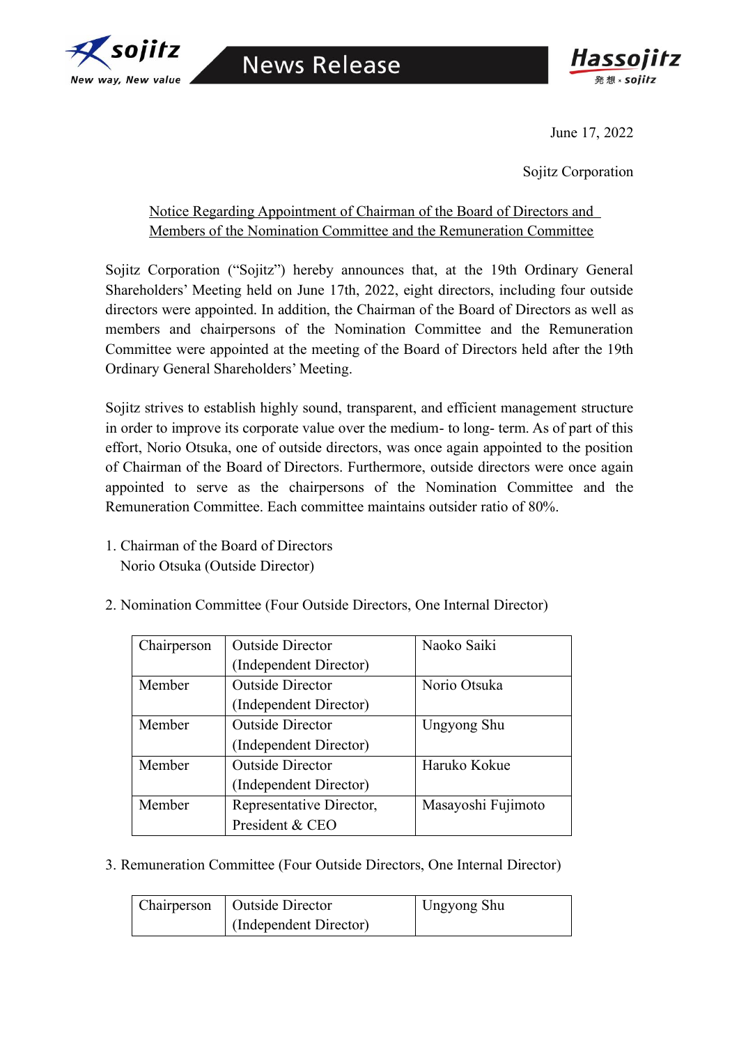June 17, 2022

Sojitz Corporation

## Notice Regarding Appointment of Chairman of the Board of Directors and Members of the Nomination Committee and the Remuneration Committee

Sojitz Corporation ("Sojitz") hereby announces that, at the 19th Ordinary General Shareholders' Meeting held on June 17th, 2022, eight directors, including four outside directors were appointed. In addition, the Chairman of the Board of Directors as well as members and chairpersons of the Nomination Committee and the Remuneration Committee were appointed at the meeting of the Board of Directors held after the 19th Ordinary General Shareholders' Meeting.

Sojitz strives to establish highly sound, transparent, and efficient management structure in order to improve its corporate value over the medium- to long- term. As of part of this effort, Norio Otsuka, one of outside directors, was once again appointed to the position of Chairman of the Board of Directors. Furthermore, outside directors were once again appointed to serve as the chairpersons of the Nomination Committee and the Remuneration Committee. Each committee maintains outsider ratio of 80%.

1. Chairman of the Board of Directors
   Norio Otsuka (Outside Director)

2. Nomination Committee (Four Outside Directors, One Internal Director)

| Chairperson | Outside Director (Independent Director) | Naoko Saiki |
|---|---|---|
| Member | Outside Director (Independent Director) | Norio Otsuka |
| Member | Outside Director (Independent Director) | Ungyong Shu |
| Member | Outside Director (Independent Director) | Haruko Kokue |
| Member | Representative Director, President & CEO | Masayoshi Fujimoto |

3. Remuneration Committee (Four Outside Directors, One Internal Director)

| Chairperson | Outside Director (Independent Director) | Ungyong Shu |
|---|---|---|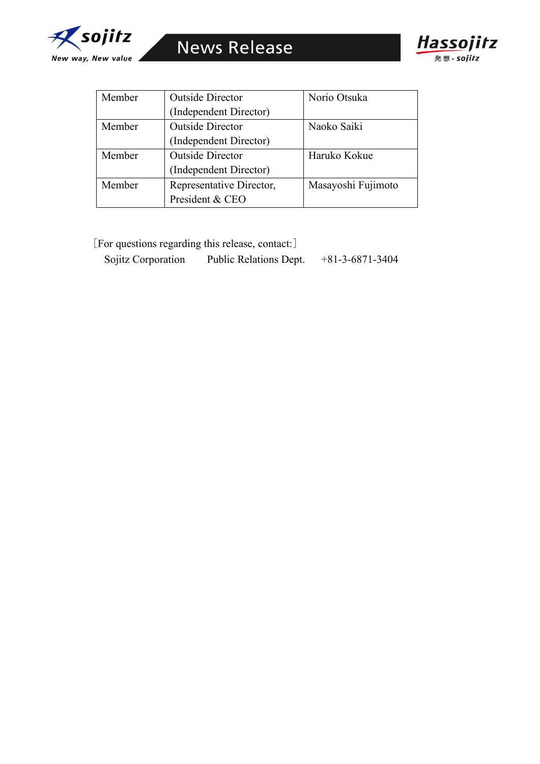| | | |
|---|---|---|
| Member | Outside Director (Independent Director) | Norio Otsuka |
| Member | Outside Director (Independent Director) | Naoko Saiki |
| Member | Outside Director (Independent Director) | Haruko Kokue |
| Member | Representative Director, President & CEO | Masayoshi Fujimoto |

［For questions regarding this release, contact:］

Sojitz Corporation　　Public Relations Dept.　　+81-3-6871-3404